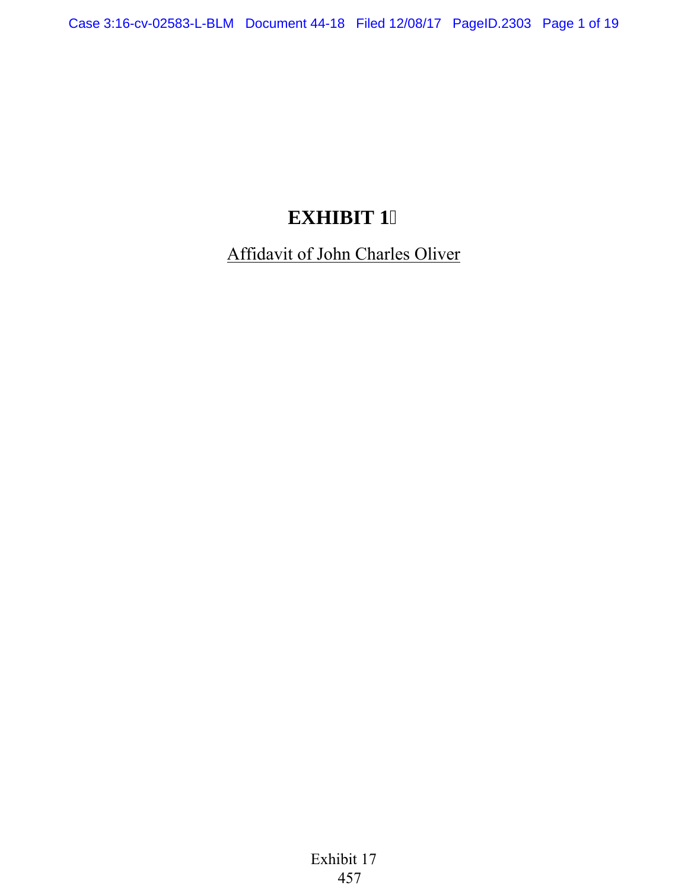# EXHIBIT 1

Affidavit of John Charles Oliver

Exhibit 17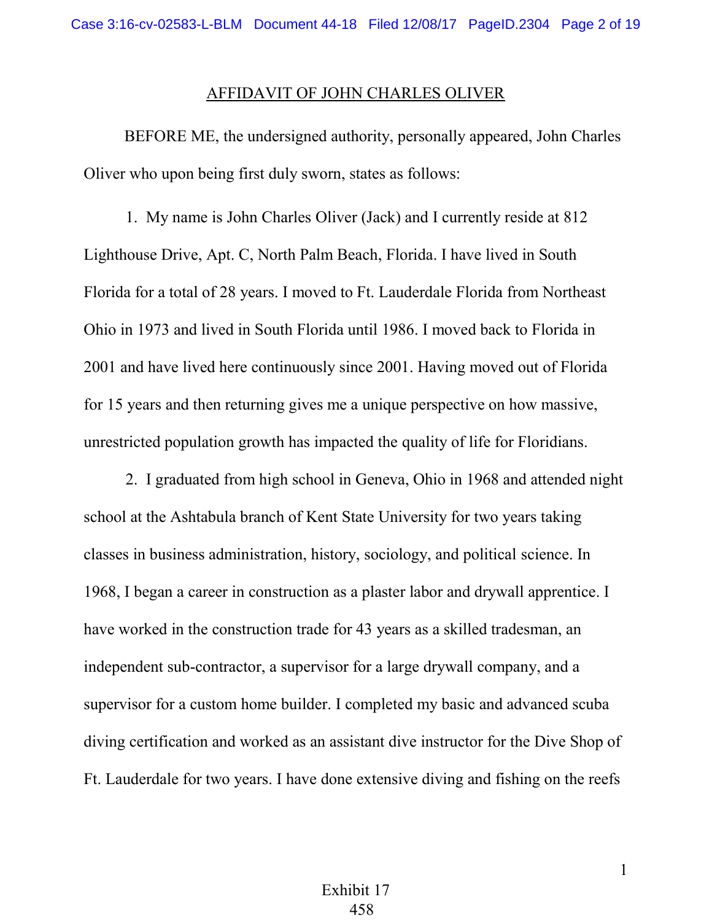AFFIDAVIT OF JOHN CHARLES OLIVER

BEFORE ME, the undersigned authority, personally appeared, John Charles Oliver who upon being first duly sworn, states as follows:

1. My name is John Charles Oliver (Jack) and I currently reside at 812 Lighthouse Drive, Apt. C, North Palm Beach, Florida. I have lived in South Florida for a total of 28 years. I moved to Ft. Lauderdale Florida from Northeast Ohio in 1973 and lived in South Florida until 1986. I moved back to Florida in 2001 and have lived here continuously since 2001. Having moved out of Florida for 15 years and then returning gives me a unique perspective on how massive, unrestricted population growth has impacted the quality of life for Floridians.

2. I graduated from high school in Geneva, Ohio in 1968 and attended night school at the Ashtabula branch of Kent State University for two years taking classes in business administration, history, sociology, and political science. In 1968, I began a career in construction as a plaster labor and drywall apprentice. I have worked in the construction trade for 43 years as a skilled tradesman, an independent sub-contractor, a supervisor for a large drywall company, and a supervisor for a custom home builder. I completed my basic and advanced scuba diving certification and worked as an assistant dive instructor for the Dive Shop of Ft. Lauderdale for two years. I have done extensive diving and fishing on the reefs

Exhibit 17
458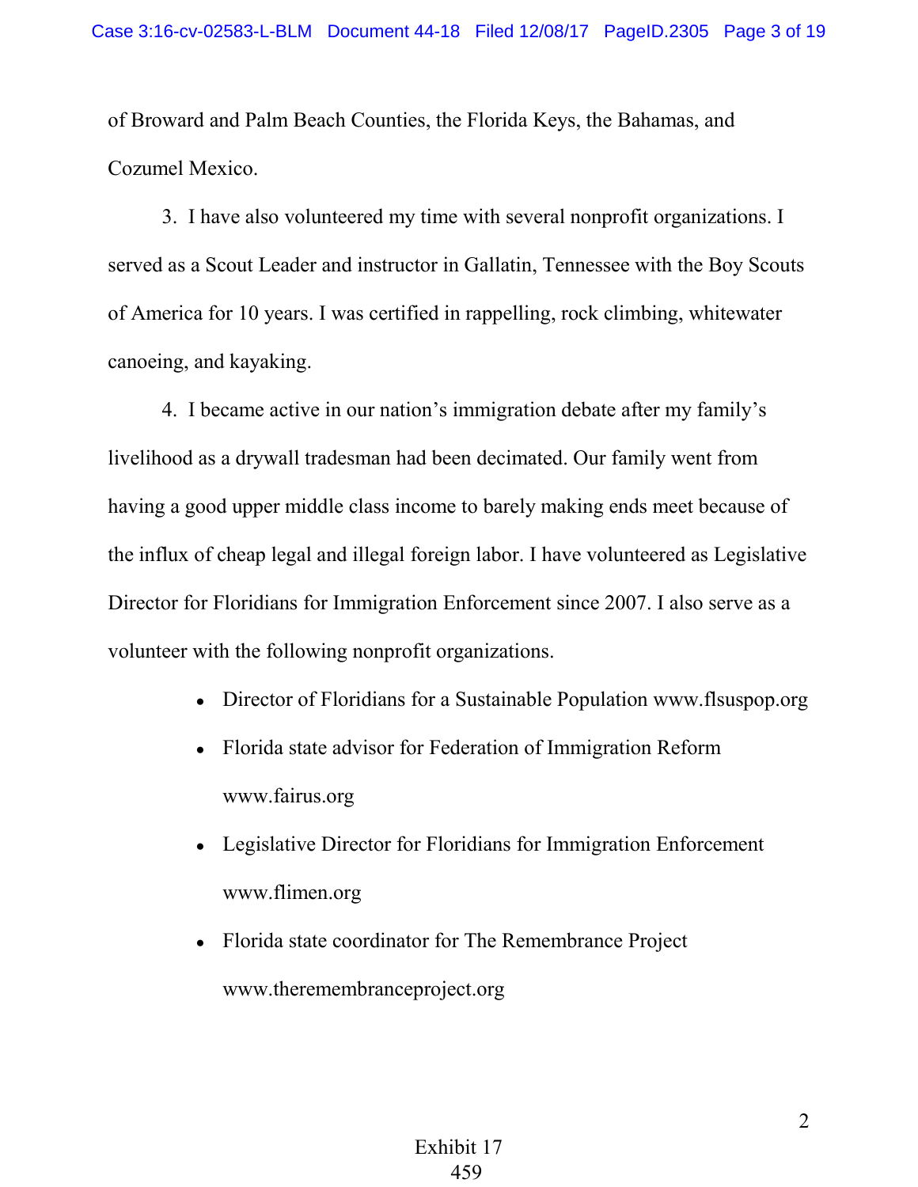of Broward and Palm Beach Counties, the Florida Keys, the Bahamas, and Cozumel Mexico.

3. I have also volunteered my time with several nonprofit organizations. I served as a Scout Leader and instructor in Gallatin, Tennessee with the Boy Scouts of America for 10 years. I was certified in rappelling, rock climbing, whitewater canoeing, and kayaking.

4. I became active in our nation's immigration debate after my family's livelihood as a drywall tradesman had been decimated. Our family went from having a good upper middle class income to barely making ends meet because of the influx of cheap legal and illegal foreign labor. I have volunteered as Legislative Director for Floridians for Immigration Enforcement since 2007. I also serve as a volunteer with the following nonprofit organizations.

- Director of Floridians for a Sustainable Population www.flsuspop.org
- Florida state advisor for Federation of Immigration Reform www.fairus.org
- Legislative Director for Floridians for Immigration Enforcement www.flimen.org
- Florida state coordinator for The Remembrance Project www.theremembranceproject.org

Exhibit 17
459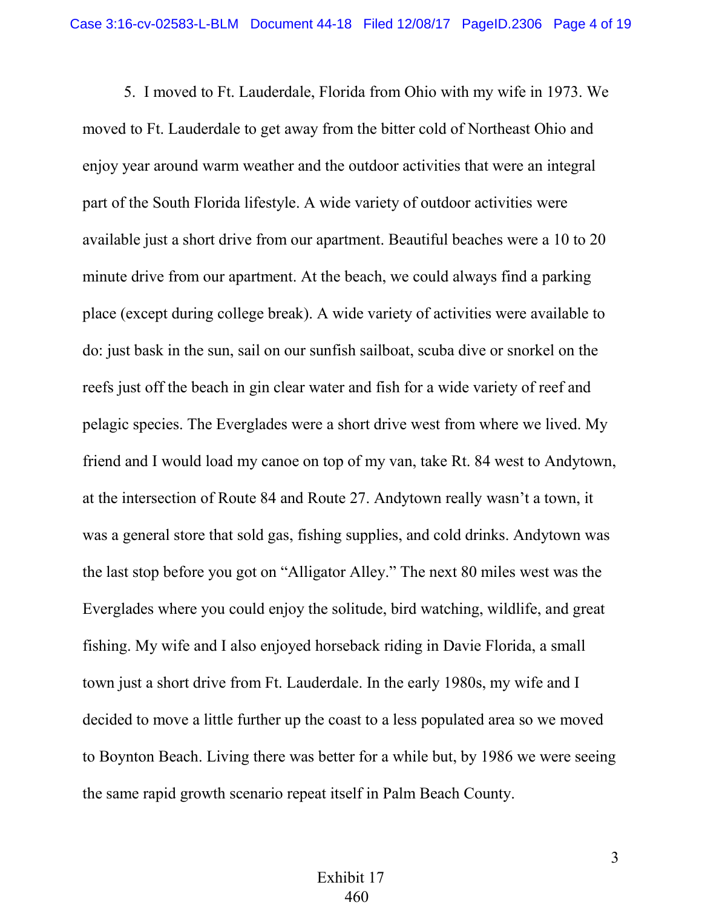5. I moved to Ft. Lauderdale, Florida from Ohio with my wife in 1973. We moved to Ft. Lauderdale to get away from the bitter cold of Northeast Ohio and enjoy year around warm weather and the outdoor activities that were an integral part of the South Florida lifestyle. A wide variety of outdoor activities were available just a short drive from our apartment. Beautiful beaches were a 10 to 20 minute drive from our apartment. At the beach, we could always find a parking place (except during college break). A wide variety of activities were available to do: just bask in the sun, sail on our sunfish sailboat, scuba dive or snorkel on the reefs just off the beach in gin clear water and fish for a wide variety of reef and pelagic species. The Everglades were a short drive west from where we lived. My friend and I would load my canoe on top of my van, take Rt. 84 west to Andytown, at the intersection of Route 84 and Route 27. Andytown really wasn't a town, it was a general store that sold gas, fishing supplies, and cold drinks. Andytown was the last stop before you got on "Alligator Alley." The next 80 miles west was the Everglades where you could enjoy the solitude, bird watching, wildlife, and great fishing. My wife and I also enjoyed horseback riding in Davie Florida, a small town just a short drive from Ft. Lauderdale. In the early 1980s, my wife and I decided to move a little further up the coast to a less populated area so we moved to Boynton Beach. Living there was better for a while but, by 1986 we were seeing the same rapid growth scenario repeat itself in Palm Beach County.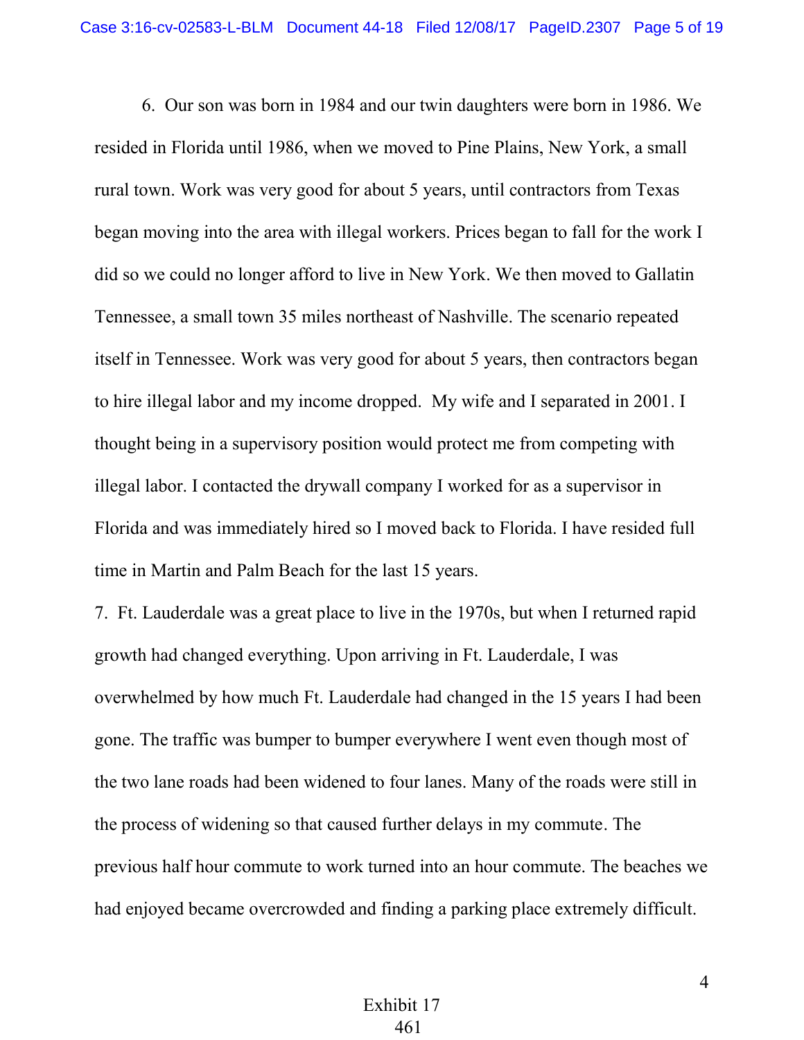6. Our son was born in 1984 and our twin daughters were born in 1986. We resided in Florida until 1986, when we moved to Pine Plains, New York, a small rural town. Work was very good for about 5 years, until contractors from Texas began moving into the area with illegal workers. Prices began to fall for the work I did so we could no longer afford to live in New York. We then moved to Gallatin Tennessee, a small town 35 miles northeast of Nashville. The scenario repeated itself in Tennessee. Work was very good for about 5 years, then contractors began to hire illegal labor and my income dropped. My wife and I separated in 2001. I thought being in a supervisory position would protect me from competing with illegal labor. I contacted the drywall company I worked for as a supervisor in Florida and was immediately hired so I moved back to Florida. I have resided full time in Martin and Palm Beach for the last 15 years.

7. Ft. Lauderdale was a great place to live in the 1970s, but when I returned rapid growth had changed everything. Upon arriving in Ft. Lauderdale, I was overwhelmed by how much Ft. Lauderdale had changed in the 15 years I had been gone. The traffic was bumper to bumper everywhere I went even though most of the two lane roads had been widened to four lanes. Many of the roads were still in the process of widening so that caused further delays in my commute. The previous half hour commute to work turned into an hour commute. The beaches we had enjoyed became overcrowded and finding a parking place extremely difficult.

Exhibit 17
461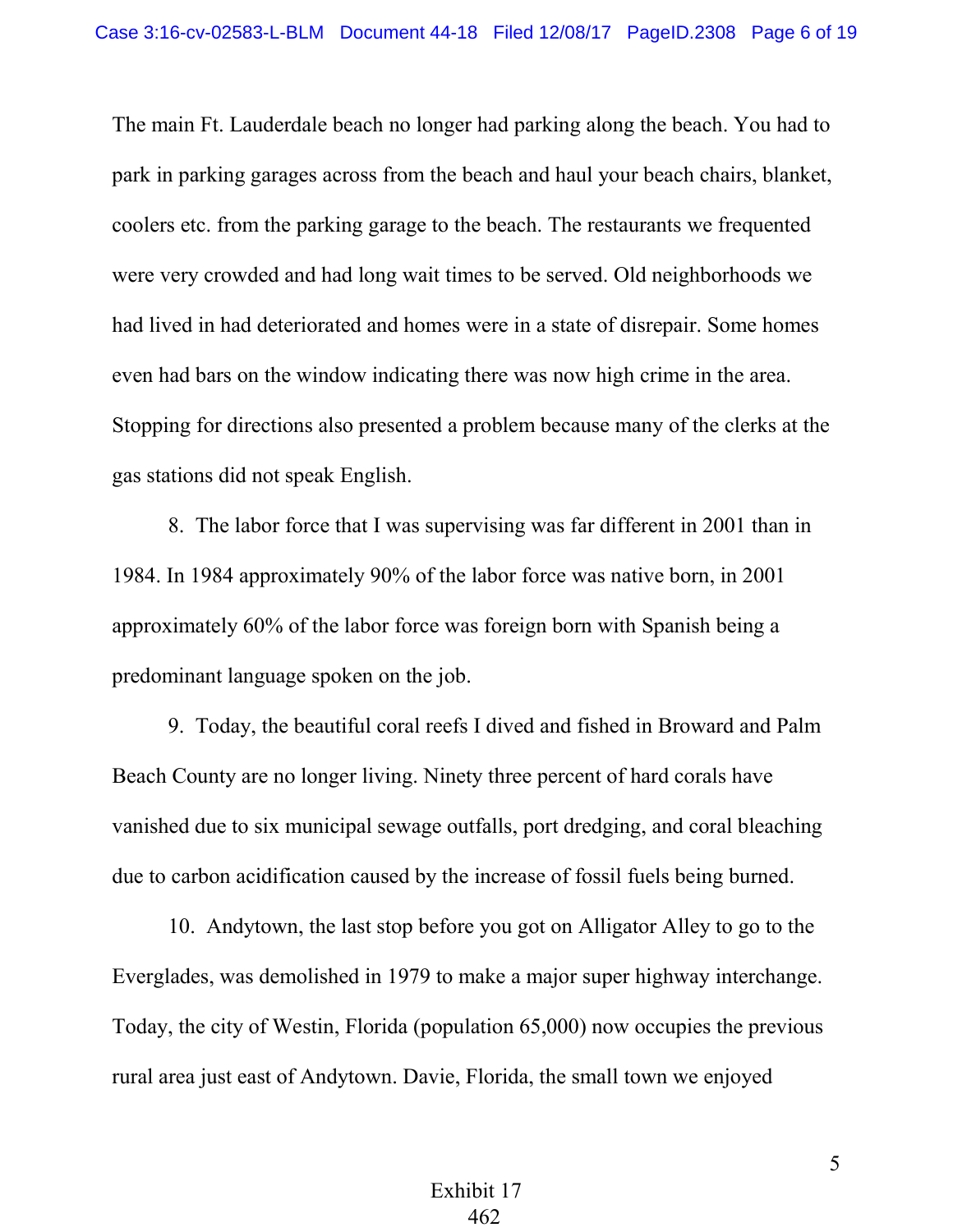The main Ft. Lauderdale beach no longer had parking along the beach. You had to park in parking garages across from the beach and haul your beach chairs, blanket, coolers etc. from the parking garage to the beach. The restaurants we frequented were very crowded and had long wait times to be served. Old neighborhoods we had lived in had deteriorated and homes were in a state of disrepair. Some homes even had bars on the window indicating there was now high crime in the area. Stopping for directions also presented a problem because many of the clerks at the gas stations did not speak English.

8. The labor force that I was supervising was far different in 2001 than in 1984. In 1984 approximately 90% of the labor force was native born, in 2001 approximately 60% of the labor force was foreign born with Spanish being a predominant language spoken on the job.

9. Today, the beautiful coral reefs I dived and fished in Broward and Palm Beach County are no longer living. Ninety three percent of hard corals have vanished due to six municipal sewage outfalls, port dredging, and coral bleaching due to carbon acidification caused by the increase of fossil fuels being burned.

10. Andytown, the last stop before you got on Alligator Alley to go to the Everglades, was demolished in 1979 to make a major super highway interchange. Today, the city of Westin, Florida (population 65,000) now occupies the previous rural area just east of Andytown. Davie, Florida, the small town we enjoyed

Exhibit 17
462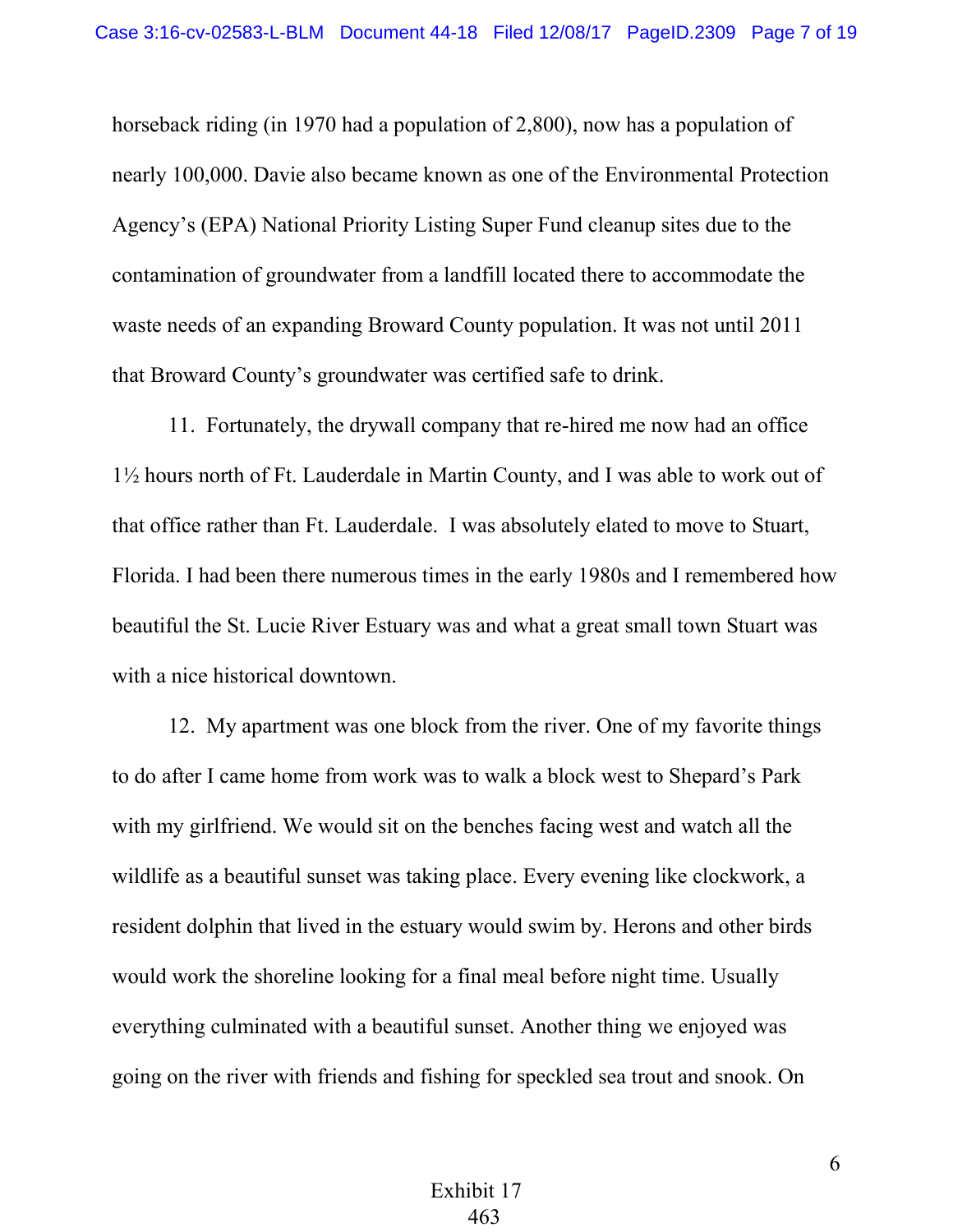horseback riding (in 1970 had a population of 2,800), now has a population of nearly 100,000. Davie also became known as one of the Environmental Protection Agency's (EPA) National Priority Listing Super Fund cleanup sites due to the contamination of groundwater from a landfill located there to accommodate the waste needs of an expanding Broward County population. It was not until 2011 that Broward County's groundwater was certified safe to drink.

11. Fortunately, the drywall company that re-hired me now had an office 1½ hours north of Ft. Lauderdale in Martin County, and I was able to work out of that office rather than Ft. Lauderdale. I was absolutely elated to move to Stuart, Florida. I had been there numerous times in the early 1980s and I remembered how beautiful the St. Lucie River Estuary was and what a great small town Stuart was with a nice historical downtown.

12. My apartment was one block from the river. One of my favorite things to do after I came home from work was to walk a block west to Shepard's Park with my girlfriend. We would sit on the benches facing west and watch all the wildlife as a beautiful sunset was taking place. Every evening like clockwork, a resident dolphin that lived in the estuary would swim by. Herons and other birds would work the shoreline looking for a final meal before night time. Usually everything culminated with a beautiful sunset. Another thing we enjoyed was going on the river with friends and fishing for speckled sea trout and snook. On

Exhibit 17
463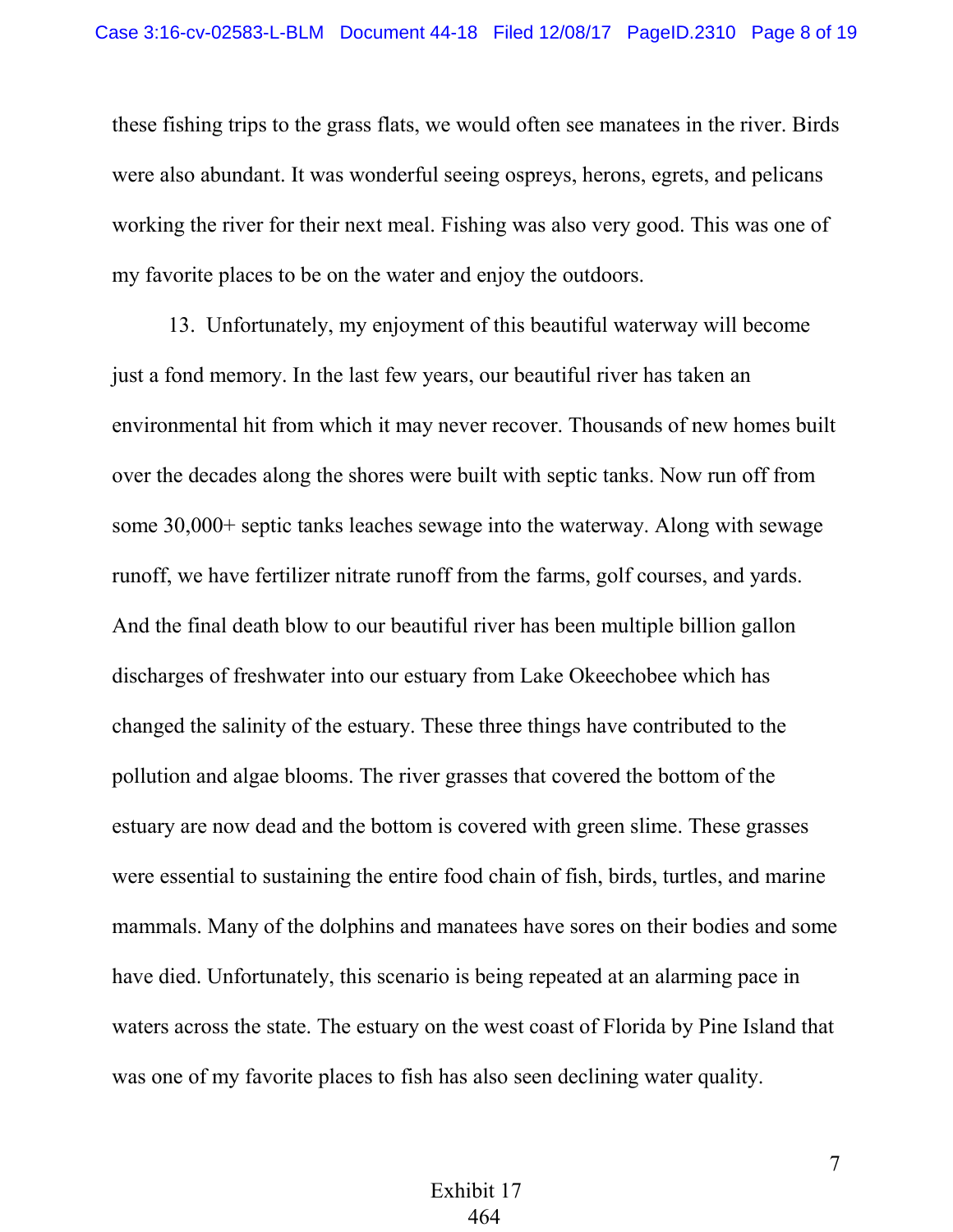these fishing trips to the grass flats, we would often see manatees in the river. Birds were also abundant. It was wonderful seeing ospreys, herons, egrets, and pelicans working the river for their next meal. Fishing was also very good. This was one of my favorite places to be on the water and enjoy the outdoors.

13. Unfortunately, my enjoyment of this beautiful waterway will become just a fond memory. In the last few years, our beautiful river has taken an environmental hit from which it may never recover. Thousands of new homes built over the decades along the shores were built with septic tanks. Now run off from some 30,000+ septic tanks leaches sewage into the waterway. Along with sewage runoff, we have fertilizer nitrate runoff from the farms, golf courses, and yards. And the final death blow to our beautiful river has been multiple billion gallon discharges of freshwater into our estuary from Lake Okeechobee which has changed the salinity of the estuary. These three things have contributed to the pollution and algae blooms. The river grasses that covered the bottom of the estuary are now dead and the bottom is covered with green slime. These grasses were essential to sustaining the entire food chain of fish, birds, turtles, and marine mammals. Many of the dolphins and manatees have sores on their bodies and some have died. Unfortunately, this scenario is being repeated at an alarming pace in waters across the state. The estuary on the west coast of Florida by Pine Island that was one of my favorite places to fish has also seen declining water quality.

Exhibit 17
464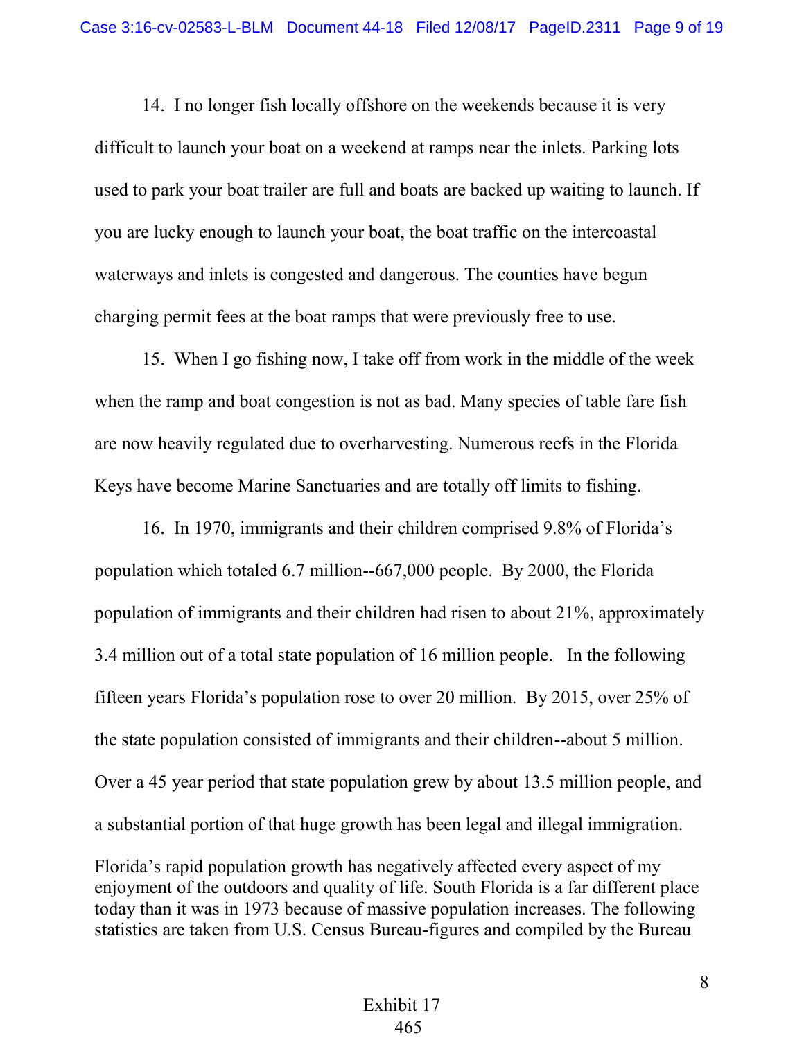14. I no longer fish locally offshore on the weekends because it is very difficult to launch your boat on a weekend at ramps near the inlets. Parking lots used to park your boat trailer are full and boats are backed up waiting to launch. If you are lucky enough to launch your boat, the boat traffic on the intercoastal waterways and inlets is congested and dangerous. The counties have begun charging permit fees at the boat ramps that were previously free to use.

15. When I go fishing now, I take off from work in the middle of the week when the ramp and boat congestion is not as bad. Many species of table fare fish are now heavily regulated due to overharvesting. Numerous reefs in the Florida Keys have become Marine Sanctuaries and are totally off limits to fishing.

16. In 1970, immigrants and their children comprised 9.8% of Florida's population which totaled 6.7 million--667,000 people. By 2000, the Florida population of immigrants and their children had risen to about 21%, approximately 3.4 million out of a total state population of 16 million people. In the following fifteen years Florida's population rose to over 20 million. By 2015, over 25% of the state population consisted of immigrants and their children--about 5 million. Over a 45 year period that state population grew by about 13.5 million people, and a substantial portion of that huge growth has been legal and illegal immigration.

Florida's rapid population growth has negatively affected every aspect of my enjoyment of the outdoors and quality of life. South Florida is a far different place today than it was in 1973 because of massive population increases. The following statistics are taken from U.S. Census Bureau-figures and compiled by the Bureau

Exhibit 17
465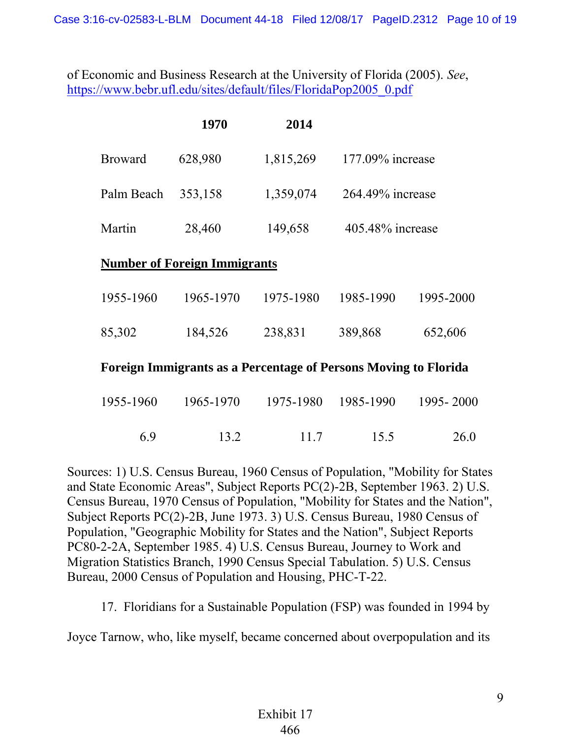of Economic and Business Research at the University of Florida (2005). *See*, [https://www.bebr.ufl.edu/sites/default/files/FloridaPop2005_0.pdf](https://www.bebr.ufl.edu/sites/default/files/FloridaPop2005_0.pdf)

| | **1970** | **2014** | |
|---|---|---|---|
| Broward | 628,980 | 1,815,269 | 177.09% increase |
| Palm Beach | 353,158 | 1,359,074 | 264.49% increase |
| Martin | 28,460 | 149,658 | 405.48% increase |

**Number of Foreign Immigrants**

| 1955-1960 | 1965-1970 | 1975-1980 | 1985-1990 | 1995-2000 |
|---|---|---|---|---|
| 85,302 | 184,526 | 238,831 | 389,868 | 652,606 |

**Foreign Immigrants as a Percentage of Persons Moving to Florida**

| 1955-1960 | 1965-1970 | 1975-1980 | 1985-1990 | 1995- 2000 |
|---|---|---|---|---|
| 6.9 | 13.2 | 11.7 | 15.5 | 26.0 |

Sources: 1) U.S. Census Bureau, 1960 Census of Population, "Mobility for States and State Economic Areas", Subject Reports PC(2)-2B, September 1963. 2) U.S. Census Bureau, 1970 Census of Population, "Mobility for States and the Nation", Subject Reports PC(2)-2B, June 1973. 3) U.S. Census Bureau, 1980 Census of Population, "Geographic Mobility for States and the Nation", Subject Reports PC80-2-2A, September 1985. 4) U.S. Census Bureau, Journey to Work and Migration Statistics Branch, 1990 Census Special Tabulation. 5) U.S. Census Bureau, 2000 Census of Population and Housing, PHC-T-22.

17. Floridians for a Sustainable Population (FSP) was founded in 1994 by Joyce Tarnow, who, like myself, became concerned about overpopulation and its

Exhibit 17
466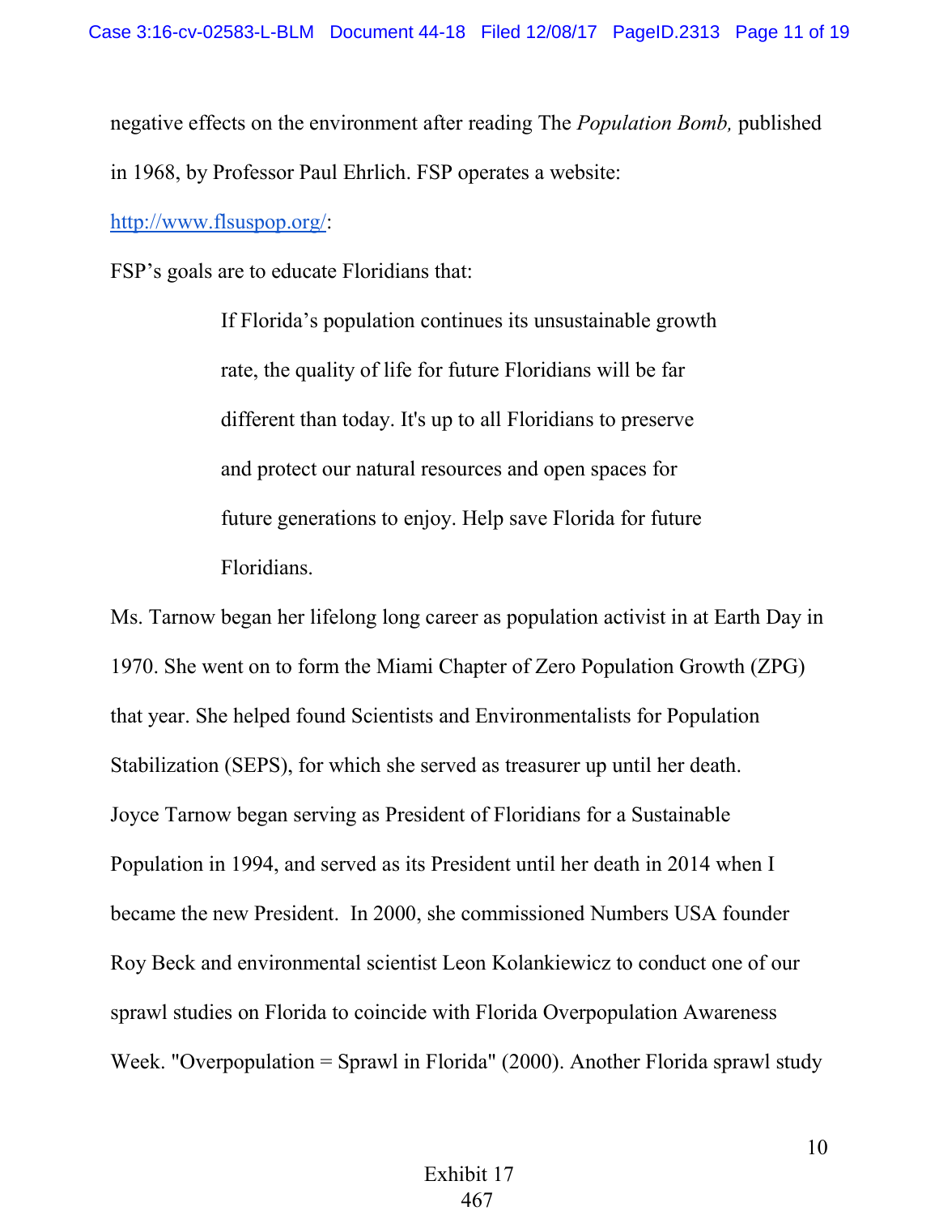negative effects on the environment after reading The *Population Bomb,* published in 1968, by Professor Paul Ehrlich. FSP operates a website: http://www.flsuspop.org/:

FSP's goals are to educate Floridians that:

> If Florida's population continues its unsustainable growth rate, the quality of life for future Floridians will be far different than today. It's up to all Floridians to preserve and protect our natural resources and open spaces for future generations to enjoy. Help save Florida for future Floridians.

Ms. Tarnow began her lifelong long career as population activist in at Earth Day in 1970. She went on to form the Miami Chapter of Zero Population Growth (ZPG) that year. She helped found Scientists and Environmentalists for Population Stabilization (SEPS), for which she served as treasurer up until her death. Joyce Tarnow began serving as President of Floridians for a Sustainable Population in 1994, and served as its President until her death in 2014 when I became the new President. In 2000, she commissioned Numbers USA founder Roy Beck and environmental scientist Leon Kolankiewicz to conduct one of our sprawl studies on Florida to coincide with Florida Overpopulation Awareness Week. "Overpopulation = Sprawl in Florida" (2000). Another Florida sprawl study

Exhibit 17
467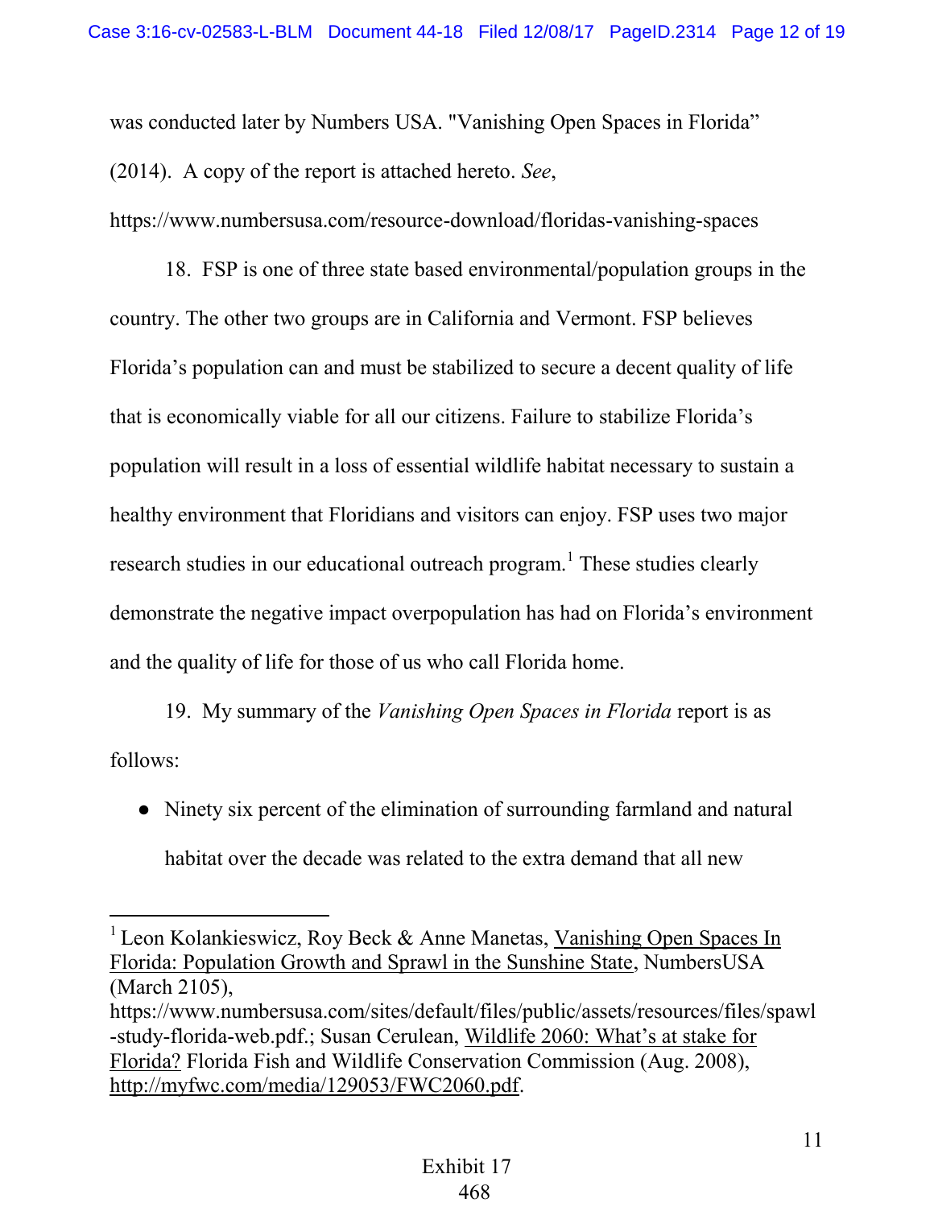was conducted later by Numbers USA. "Vanishing Open Spaces in Florida" (2014). A copy of the report is attached hereto. *See*, https://www.numbersusa.com/resource-download/floridas-vanishing-spaces

18. FSP is one of three state based environmental/population groups in the country. The other two groups are in California and Vermont. FSP believes Florida's population can and must be stabilized to secure a decent quality of life that is economically viable for all our citizens. Failure to stabilize Florida's population will result in a loss of essential wildlife habitat necessary to sustain a healthy environment that Floridians and visitors can enjoy. FSP uses two major research studies in our educational outreach program.[1] These studies clearly demonstrate the negative impact overpopulation has had on Florida's environment and the quality of life for those of us who call Florida home.

19. My summary of the *Vanishing Open Spaces in Florida* report is as follows:

- Ninety six percent of the elimination of surrounding farmland and natural habitat over the decade was related to the extra demand that all new

---

[1] Leon Kolankieswicz, Roy Beck & Anne Manetas, Vanishing Open Spaces In Florida: Population Growth and Sprawl in the Sunshine State, NumbersUSA (March 2105), https://www.numbersusa.com/sites/default/files/public/assets/resources/files/spawl-study-florida-web.pdf.; Susan Cerulean, Wildlife 2060: What's at stake for Florida? Florida Fish and Wildlife Conservation Commission (Aug. 2008), http://myfwc.com/media/129053/FWC2060.pdf.

Exhibit 17
468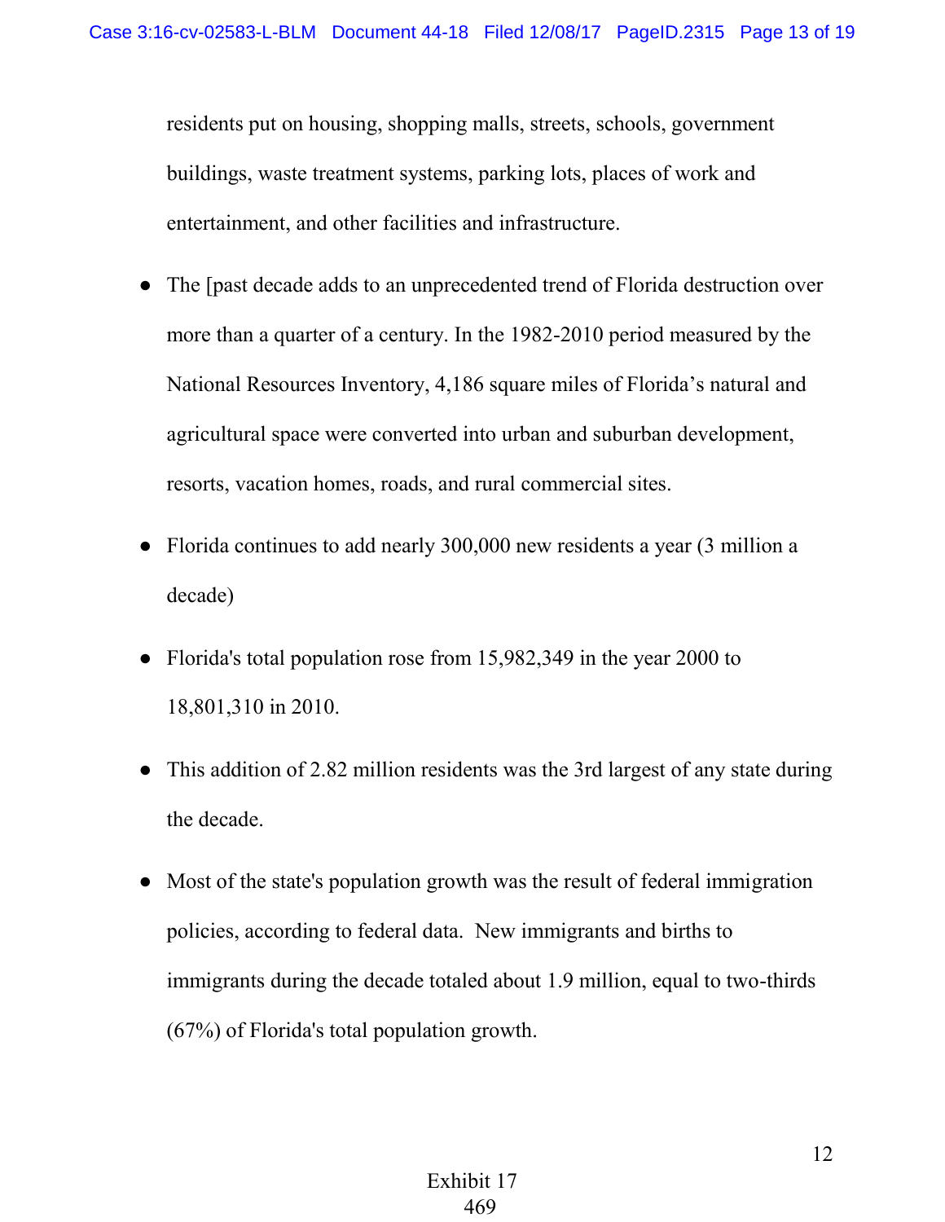residents put on housing, shopping malls, streets, schools, government buildings, waste treatment systems, parking lots, places of work and entertainment, and other facilities and infrastructure.

- The [past decade adds to an unprecedented trend of Florida destruction over more than a quarter of a century. In the 1982-2010 period measured by the National Resources Inventory, 4,186 square miles of Florida's natural and agricultural space were converted into urban and suburban development, resorts, vacation homes, roads, and rural commercial sites.
- Florida continues to add nearly 300,000 new residents a year (3 million a decade)
- Florida's total population rose from 15,982,349 in the year 2000 to 18,801,310 in 2010.
- This addition of 2.82 million residents was the 3rd largest of any state during the decade.
- Most of the state's population growth was the result of federal immigration policies, according to federal data. New immigrants and births to immigrants during the decade totaled about 1.9 million, equal to two-thirds (67%) of Florida's total population growth.

Exhibit 17
469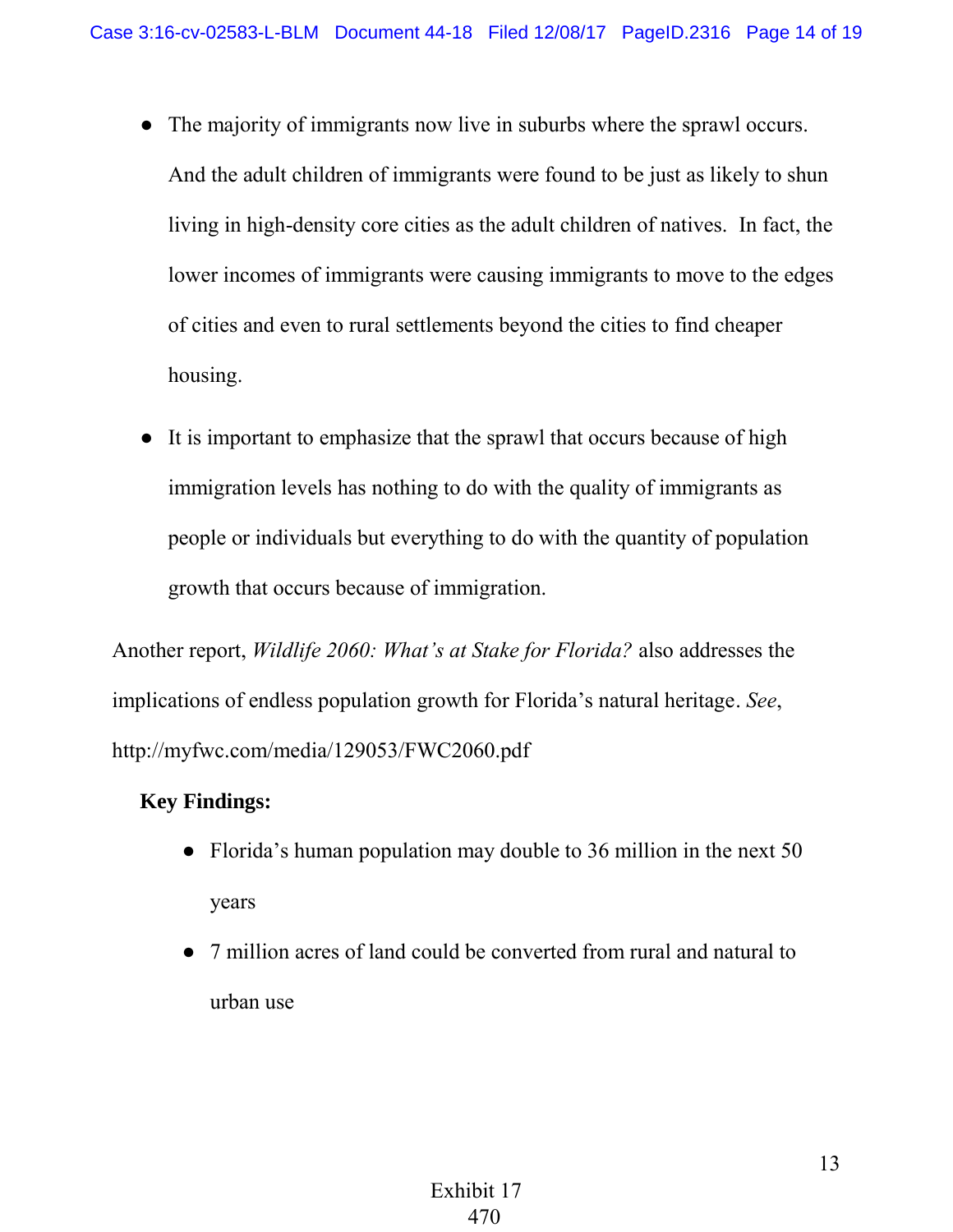- The majority of immigrants now live in suburbs where the sprawl occurs. And the adult children of immigrants were found to be just as likely to shun living in high-density core cities as the adult children of natives. In fact, the lower incomes of immigrants were causing immigrants to move to the edges of cities and even to rural settlements beyond the cities to find cheaper housing.
- It is important to emphasize that the sprawl that occurs because of high immigration levels has nothing to do with the quality of immigrants as people or individuals but everything to do with the quantity of population growth that occurs because of immigration.

Another report, *Wildlife 2060: What's at Stake for Florida?* also addresses the implications of endless population growth for Florida's natural heritage. *See*, http://myfwc.com/media/129053/FWC2060.pdf

**Key Findings:**

- Florida's human population may double to 36 million in the next 50 years
- 7 million acres of land could be converted from rural and natural to urban use

Exhibit 17
470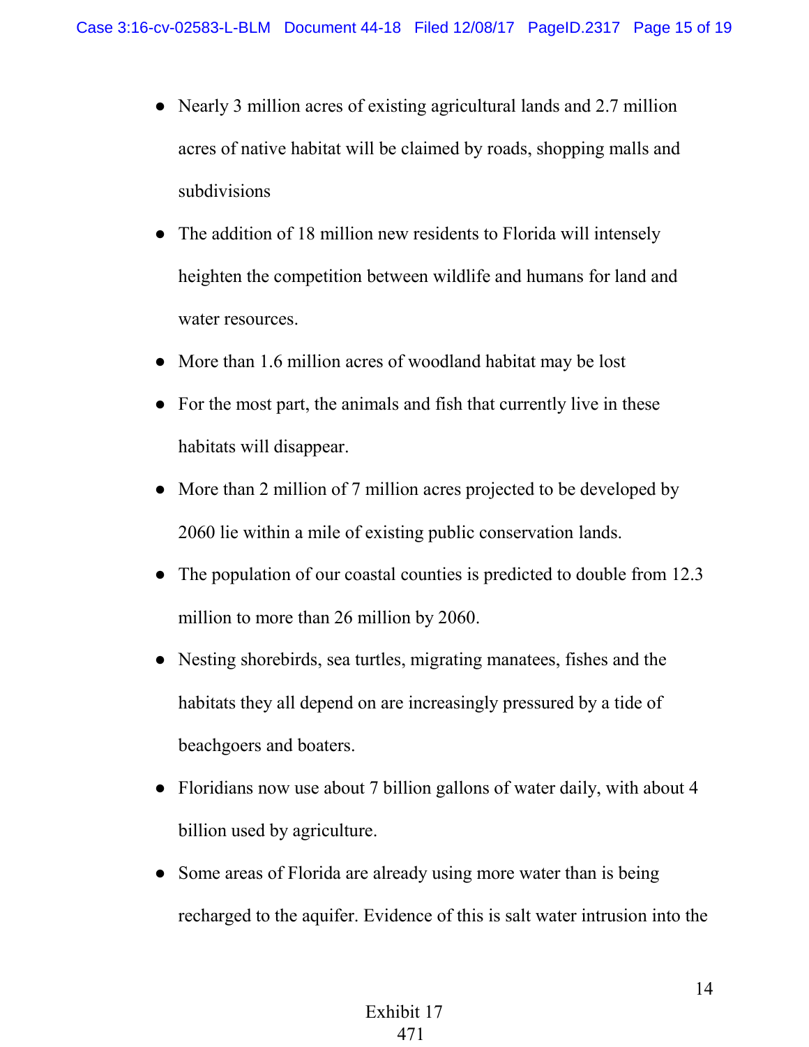- Nearly 3 million acres of existing agricultural lands and 2.7 million acres of native habitat will be claimed by roads, shopping malls and subdivisions
- The addition of 18 million new residents to Florida will intensely heighten the competition between wildlife and humans for land and water resources.
- More than 1.6 million acres of woodland habitat may be lost
- For the most part, the animals and fish that currently live in these habitats will disappear.
- More than 2 million of 7 million acres projected to be developed by 2060 lie within a mile of existing public conservation lands.
- The population of our coastal counties is predicted to double from 12.3 million to more than 26 million by 2060.
- Nesting shorebirds, sea turtles, migrating manatees, fishes and the habitats they all depend on are increasingly pressured by a tide of beachgoers and boaters.
- Floridians now use about 7 billion gallons of water daily, with about 4 billion used by agriculture.
- Some areas of Florida are already using more water than is being recharged to the aquifer. Evidence of this is salt water intrusion into the

Exhibit 17
471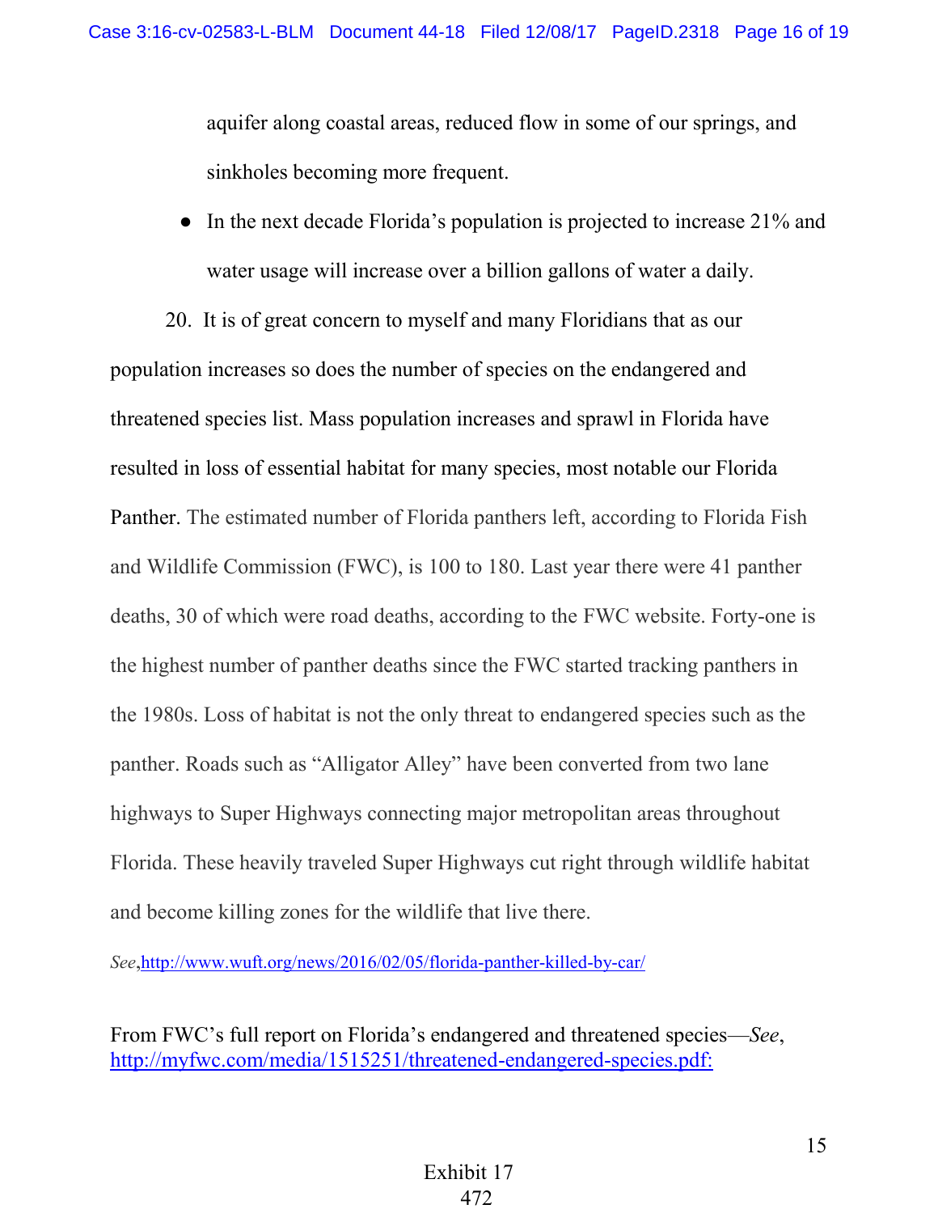aquifer along coastal areas, reduced flow in some of our springs, and sinkholes becoming more frequent.

- In the next decade Florida's population is projected to increase 21% and water usage will increase over a billion gallons of water a daily.

20. It is of great concern to myself and many Floridians that as our population increases so does the number of species on the endangered and threatened species list. Mass population increases and sprawl in Florida have resulted in loss of essential habitat for many species, most notable our Florida Panther. The estimated number of Florida panthers left, according to Florida Fish and Wildlife Commission (FWC), is 100 to 180. Last year there were 41 panther deaths, 30 of which were road deaths, according to the FWC website. Forty-one is the highest number of panther deaths since the FWC started tracking panthers in the 1980s. Loss of habitat is not the only threat to endangered species such as the panther. Roads such as "Alligator Alley" have been converted from two lane highways to Super Highways connecting major metropolitan areas throughout Florida. These heavily traveled Super Highways cut right through wildlife habitat and become killing zones for the wildlife that live there.

*See*,http://www.wuft.org/news/2016/02/05/florida-panther-killed-by-car/

From FWC's full report on Florida's endangered and threatened species—*See*, http://myfwc.com/media/1515251/threatened-endangered-species.pdf:

Exhibit 17
472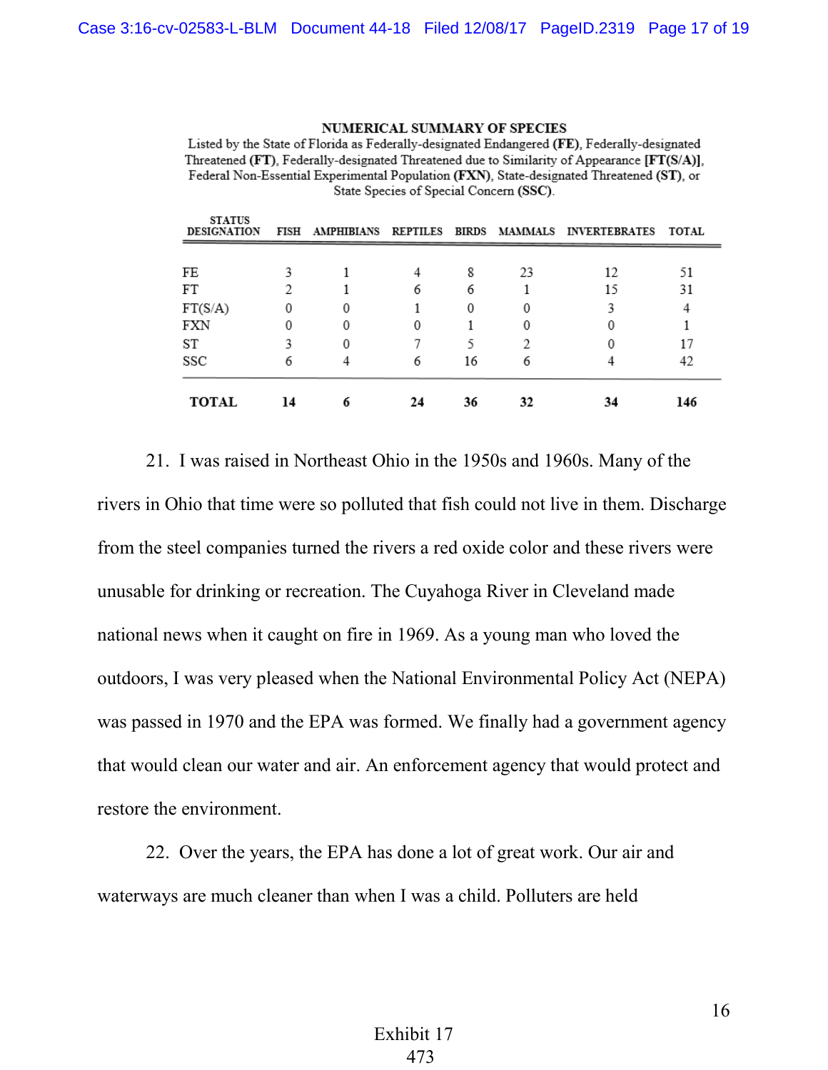**NUMERICAL SUMMARY OF SPECIES**

Listed by the State of Florida as Federally-designated Endangered **(FE)**, Federally-designated Threatened **(FT)**, Federally-designated Threatened due to Similarity of Appearance **[FT(S/A)]**, Federal Non-Essential Experimental Population **(FXN)**, State-designated Threatened **(ST)**, or State Species of Special Concern **(SSC)**.

| STATUS DESIGNATION | FISH | AMPHIBIANS | REPTILES | BIRDS | MAMMALS | INVERTEBRATES | TOTAL |
|---|---|---|---|---|---|---|---|
| FE | 3 | 1 | 4 | 8 | 23 | 12 | 51 |
| FT | 2 | 1 | 6 | 6 | 1 | 15 | 31 |
| FT(S/A) | 0 | 0 | 1 | 0 | 0 | 3 | 4 |
| FXN | 0 | 0 | 0 | 1 | 0 | 0 | 1 |
| ST | 3 | 0 | 7 | 5 | 2 | 0 | 17 |
| SSC | 6 | 4 | 6 | 16 | 6 | 4 | 42 |
| **TOTAL** | **14** | **6** | **24** | **36** | **32** | **34** | **146** |

21. I was raised in Northeast Ohio in the 1950s and 1960s. Many of the rivers in Ohio that time were so polluted that fish could not live in them. Discharge from the steel companies turned the rivers a red oxide color and these rivers were unusable for drinking or recreation. The Cuyahoga River in Cleveland made national news when it caught on fire in 1969. As a young man who loved the outdoors, I was very pleased when the National Environmental Policy Act (NEPA) was passed in 1970 and the EPA was formed. We finally had a government agency that would clean our water and air. An enforcement agency that would protect and restore the environment.

22. Over the years, the EPA has done a lot of great work. Our air and waterways are much cleaner than when I was a child. Polluters are held

Exhibit 17
473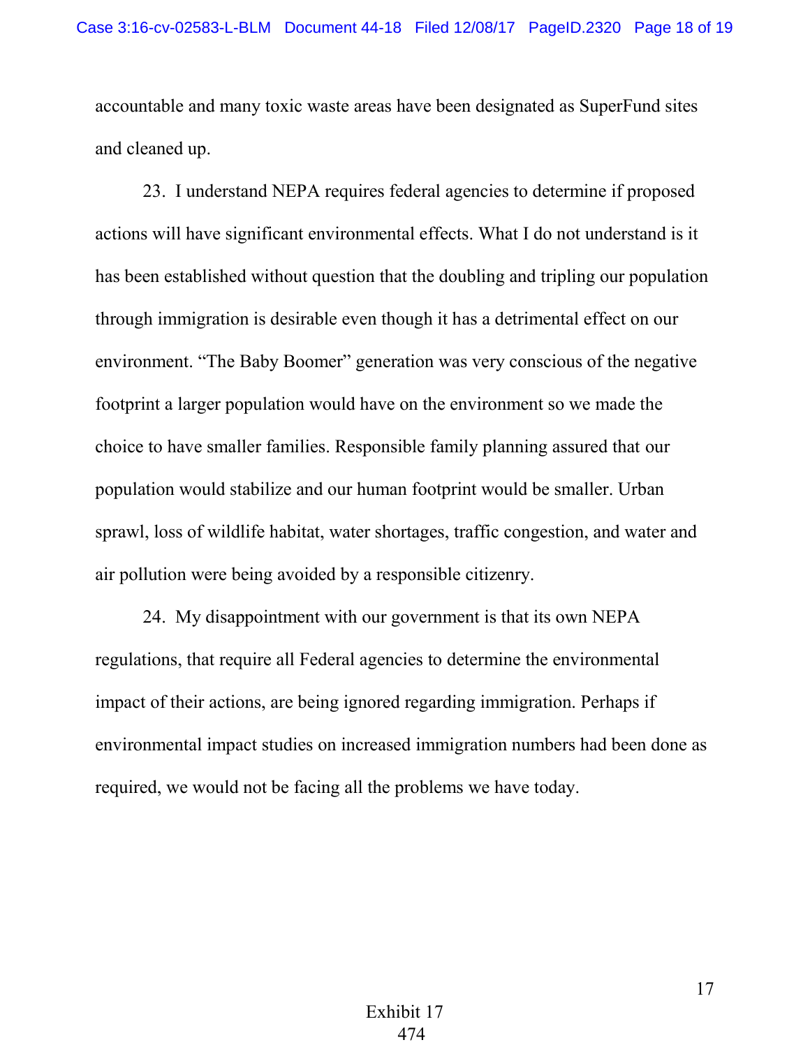accountable and many toxic waste areas have been designated as SuperFund sites and cleaned up.

23. I understand NEPA requires federal agencies to determine if proposed actions will have significant environmental effects. What I do not understand is it has been established without question that the doubling and tripling our population through immigration is desirable even though it has a detrimental effect on our environment. "The Baby Boomer" generation was very conscious of the negative footprint a larger population would have on the environment so we made the choice to have smaller families. Responsible family planning assured that our population would stabilize and our human footprint would be smaller. Urban sprawl, loss of wildlife habitat, water shortages, traffic congestion, and water and air pollution were being avoided by a responsible citizenry.

24. My disappointment with our government is that its own NEPA regulations, that require all Federal agencies to determine the environmental impact of their actions, are being ignored regarding immigration. Perhaps if environmental impact studies on increased immigration numbers had been done as required, we would not be facing all the problems we have today.

Exhibit 17
474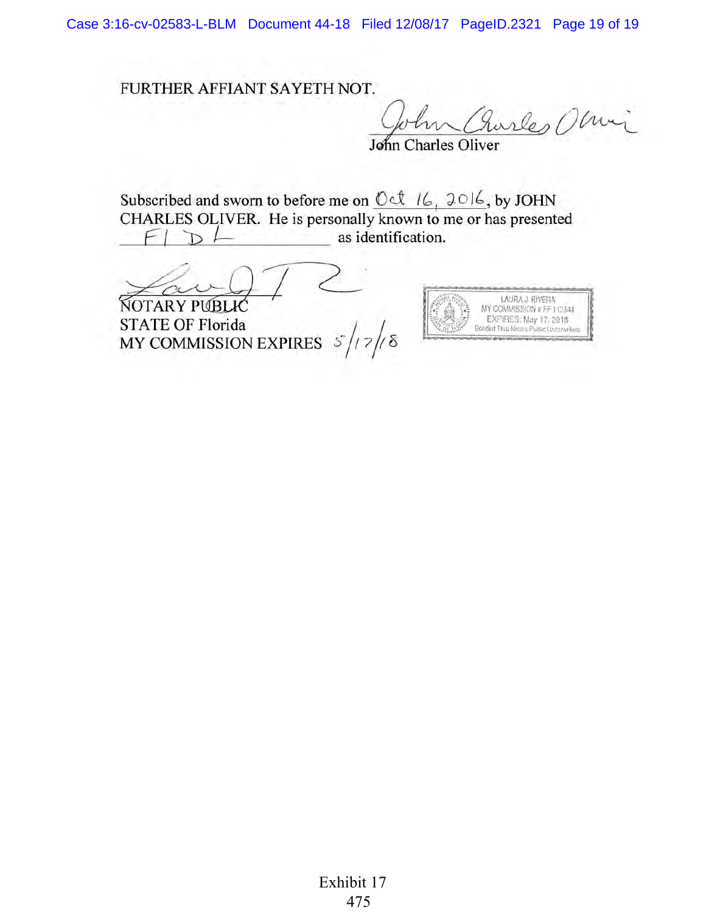FURTHER AFFIANT SAYETH NOT.

John Charles Oliver

John Charles Oliver

Subscribed and sworn to before me on Oct 16, 2016, by JOHN CHARLES OLIVER. He is personally known to me or has presented FL DL as identification.

NOTARY PUBLIC
STATE OF Florida
MY COMMISSION EXPIRES 5/17/18

LAURA J. RIVERA
MY COMMISSION # FF 112344
EXPIRES: May 17, 2018
Bonded Thru Notary Public Underwriters

Exhibit 17
475